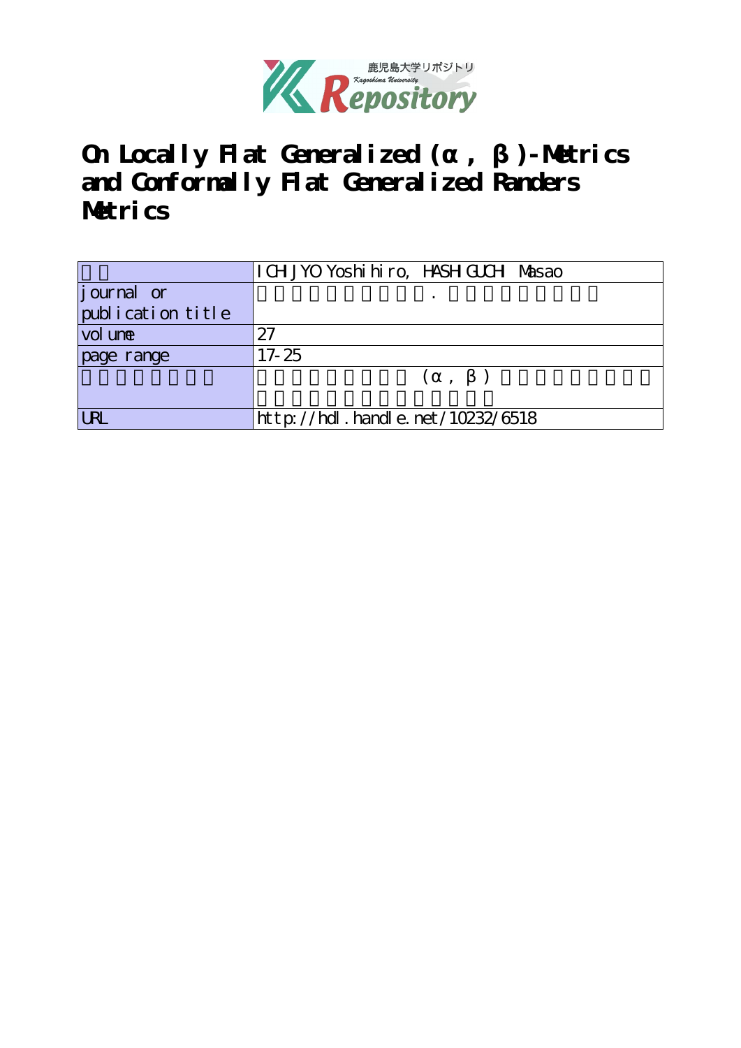# On Locally Flat Generalized (α, β)-Metrics and Conformally Flat Generalized Randers Metrics

| | |
|---|---|
| | ICHIJYO Yoshihiro, HASHIGUCHI Masao |
| journal or publication title | |
| volume | 27 |
| page range | 17-25 |
| | (α, β) |
| URL | http://hdl.handle.net/10232/6518 |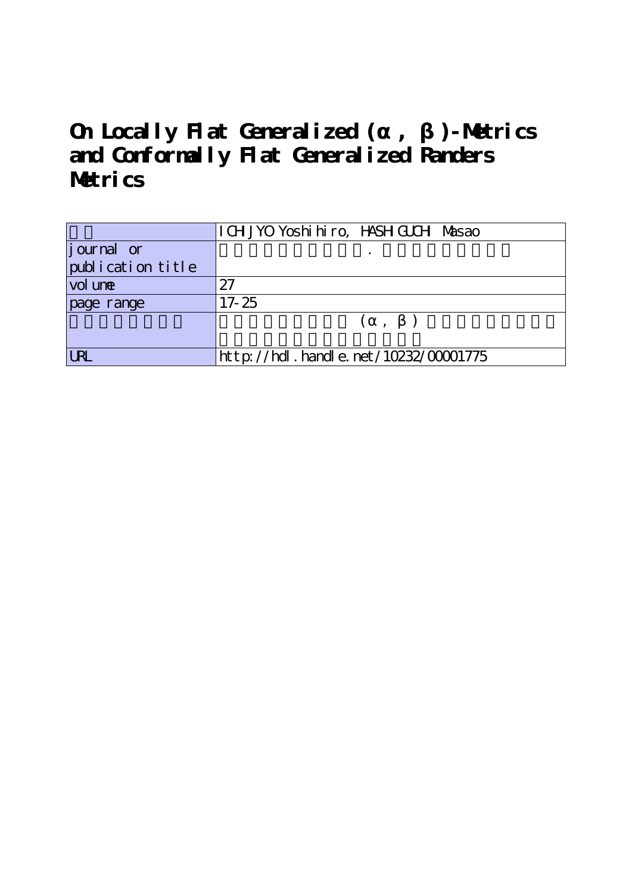# On Locally Flat Generalized (α, β)-Metrics and Conformally Flat Generalized Randers Metrics

| | ICHIJYO Yoshihiro, HASHIGUCHI Masao |
|---|---|
| journal or publication title | . |
| volume | 27 |
| page range | 17-25 |
| | (α, β) |
| URL | http://hdl.handle.net/10232/00001775 |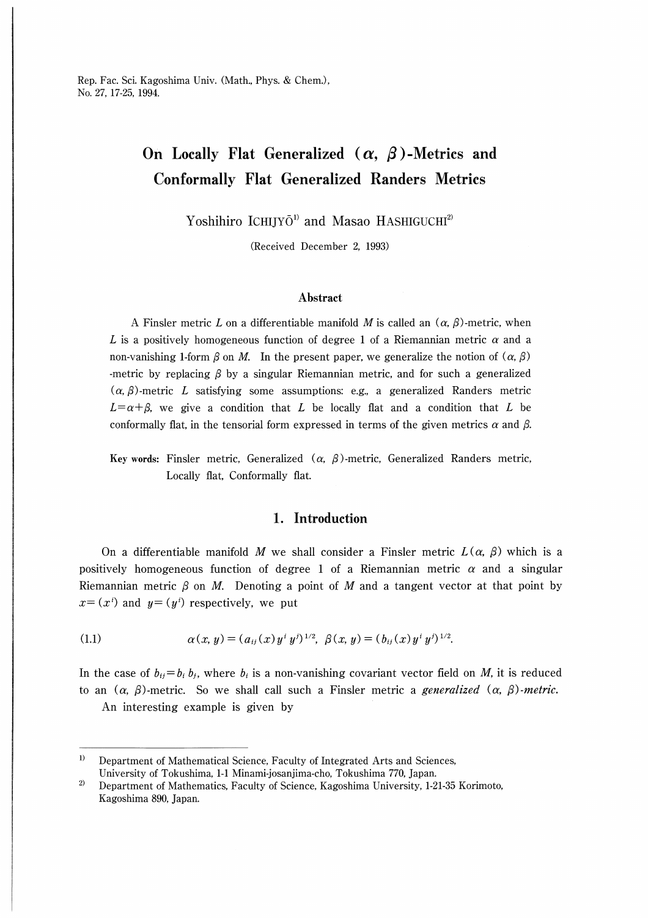# On Locally Flat Generalized $(\alpha, \beta)$-Metrics and Conformally Flat Generalized Randers Metrics

Yoshihiro ICHIJYŌ[1] and Masao HASHIGUCHI[2]

(Received December 2, 1993)

## Abstract

A Finsler metric $L$ on a differentiable manifold $M$ is called an $(\alpha, \beta)$-metric, when $L$ is a positively homogeneous function of degree 1 of a Riemannian metric $\alpha$ and a non-vanishing 1-form $\beta$ on $M$. In the present paper, we generalize the notion of $(\alpha, \beta)$-metric by replacing $\beta$ by a singular Riemannian metric, and for such a generalized $(\alpha, \beta)$-metric $L$ satisfying some assumptions: e.g., a generalized Randers metric $L=\alpha+\beta$, we give a condition that $L$ be locally flat and a condition that $L$ be conformally flat, in the tensorial form expressed in terms of the given metrics $\alpha$ and $\beta$.

**Key words:** Finsler metric, Generalized $(\alpha, \beta)$-metric, Generalized Randers metric, Locally flat, Conformally flat.

## 1. Introduction

On a differentiable manifold $M$ we shall consider a Finsler metric $L(\alpha, \beta)$ which is a positively homogeneous function of degree 1 of a Riemannian metric $\alpha$ and a singular Riemannian metric $\beta$ on $M$. Denoting a point of $M$ and a tangent vector at that point by $x=(x^i)$ and $y=(y^i)$ respectively, we put

$$\alpha(x, y)=(a_{ij}(x)y^i y^j)^{1/2}, \quad \beta(x, y)=(b_{ij}(x)y^i y^j)^{1/2}. \tag{1.1}$$

In the case of $b_{ij}=b_i b_j$, where $b_i$ is a non-vanishing covariant vector field on $M$, it is reduced to an $(\alpha, \beta)$-metric. So we shall call such a Finsler metric a *generalized* $(\alpha, \beta)$*-metric*.

An interesting example is given by

---

[1] Department of Mathematical Science, Faculty of Integrated Arts and Sciences, University of Tokushima, 1-1 Minami-josanjima-cho, Tokushima 770, Japan.

[2] Department of Mathematics, Faculty of Science, Kagoshima University, 1-21-35 Korimoto, Kagoshima 890, Japan.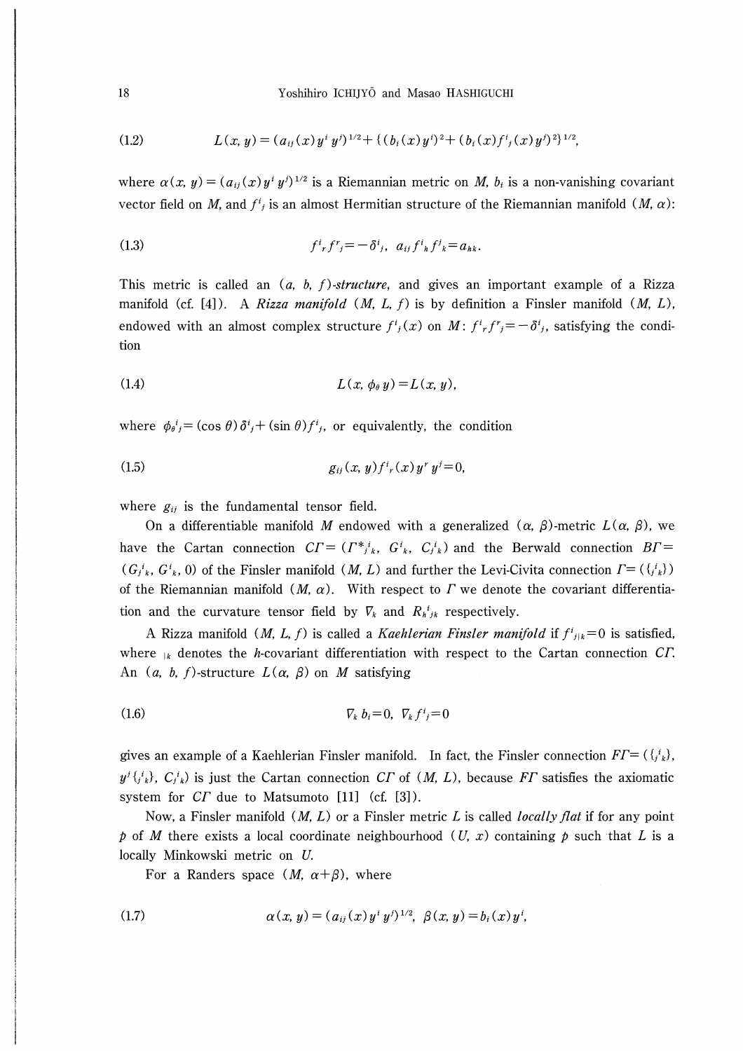$$L(x, y) = (a_{ij}(x)y^i y^j)^{1/2} + \{(b_i(x)y^i)^2 + (b_i(x)f^i{}_j(x)y^j)^2\}^{1/2}, \tag{1.2}$$

where $\alpha(x, y) = (a_{ij}(x)y^i y^j)^{1/2}$ is a Riemannian metric on $M$, $b_i$ is a non-vanishing covariant vector field on $M$, and $f^i{}_j$ is an almost Hermitian structure of the Riemannian manifold $(M, \alpha)$:

$$f^i{}_r f^r{}_j = -\delta^i{}_j, \quad a_{ij} f^i{}_h f^j{}_k = a_{hk}. \tag{1.3}$$

This metric is called an *$(a, b, f)$-structure*, and gives an important example of a Rizza manifold (cf. [4]). A *Rizza manifold* $(M, L, f)$ is by definition a Finsler manifold $(M, L)$, endowed with an almost complex structure $f^i{}_j(x)$ on $M$: $f^i{}_r f^r{}_j = -\delta^i{}_j$, satisfying the condition

$$L(x, \phi_\theta y) = L(x, y), \tag{1.4}$$

where $\phi_\theta{}^i{}_j = (\cos\theta)\delta^i{}_j + (\sin\theta)f^i{}_j$, or equivalently, the condition

$$g_{ij}(x, y)f^i{}_r(x)y^r y^j = 0, \tag{1.5}$$

where $g_{ij}$ is the fundamental tensor field.

On a differentiable manifold $M$ endowed with a generalized $(\alpha, \beta)$-metric $L(\alpha, \beta)$, we have the Cartan connection $C\Gamma = (\Gamma^*{}_j{}^i{}_k, G^i{}_k, C_j{}^i{}_k)$ and the Berwald connection $B\Gamma = (G_j{}^i{}_k, G^i{}_k, 0)$ of the Finsler manifold $(M, L)$ and further the Levi-Civita connection $\Gamma = (\{_j{}^i{}_k\})$ of the Riemannian manifold $(M, \alpha)$. With respect to $\Gamma$ we denote the covariant differentiation and the curvature tensor field by $\nabla_k$ and $R_h{}^i{}_{jk}$ respectively.

A Rizza manifold $(M, L, f)$ is called a *Kaehlerian Finsler manifold* if $f^i{}_{j|k} = 0$ is satisfied, where $_{|k}$ denotes the $h$-covariant differentiation with respect to the Cartan connection $C\Gamma$. An $(a, b, f)$-structure $L(\alpha, \beta)$ on $M$ satisfying

$$\nabla_k b_i = 0, \quad \nabla_k f^i{}_j = 0 \tag{1.6}$$

gives an example of a Kaehlerian Finsler manifold. In fact, the Finsler connection $F\Gamma = (\{_j{}^i{}_k\}, y^j\{_j{}^i{}_k\}, C_j{}^i{}_k)$ is just the Cartan connection $C\Gamma$ of $(M, L)$, because $F\Gamma$ satisfies the axiomatic system for $C\Gamma$ due to Matsumoto [11] (cf. [3]).

Now, a Finsler manifold $(M, L)$ or a Finsler metric $L$ is called *locally flat* if for any point $p$ of $M$ there exists a local coordinate neighbourhood $(U, x)$ containing $p$ such that $L$ is a locally Minkowski metric on $U$.

For a Randers space $(M, \alpha+\beta)$, where

$$\alpha(x, y) = (a_{ij}(x)y^i y^j)^{1/2}, \quad \beta(x, y) = b_i(x)y^i, \tag{1.7}$$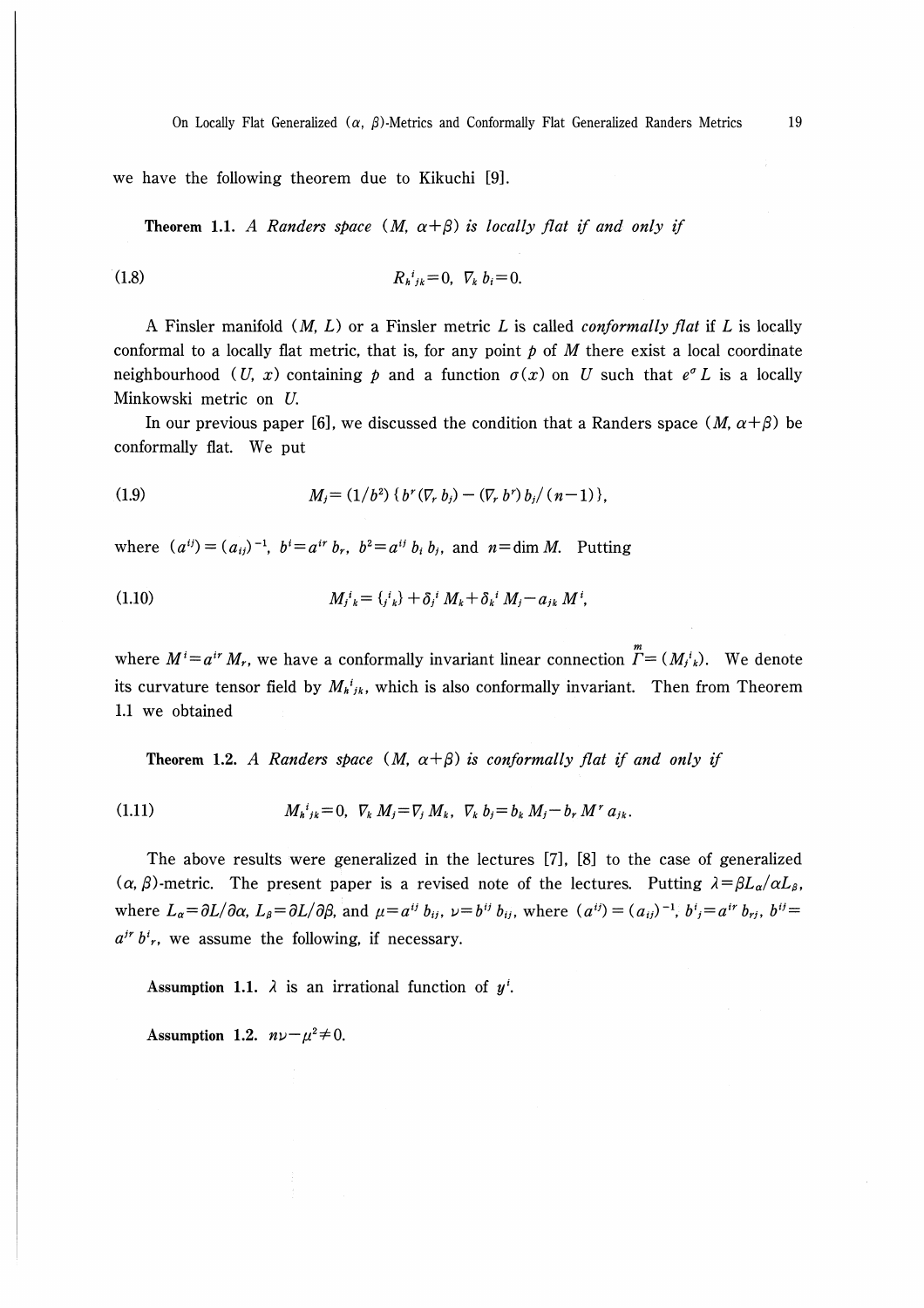we have the following theorem due to Kikuchi [9].

**Theorem 1.1.** *A Randers space* $(M, \alpha+\beta)$ *is locally flat if and only if*

$$R_h{}^i{}_{jk}=0, \quad \nabla_k b_i=0. \tag{1.8}$$

A Finsler manifold $(M, L)$ or a Finsler metric $L$ is called *conformally flat* if $L$ is locally conformal to a locally flat metric, that is, for any point $p$ of $M$ there exist a local coordinate neighbourhood $(U, x)$ containing $p$ and a function $\sigma(x)$ on $U$ such that $e^\sigma L$ is a locally Minkowski metric on $U$.

In our previous paper [6], we discussed the condition that a Randers space $(M, \alpha+\beta)$ be conformally flat. We put

$$M_j=(1/b^2)\{b^r(\nabla_r b_j)-(\nabla_r b^r)b_j/(n-1)\}, \tag{1.9}$$

where $(a^{ij})=(a_{ij})^{-1}$, $b^i=a^{ir}b_r$, $b^2=a^{ij}b_i b_j$, and $n=\dim M$. Putting

$$M_j{}^i{}_k=\left\{{}_j{}^i{}_k\right\}+\delta_j{}^i M_k+\delta_k{}^i M_j-a_{jk}M^i, \tag{1.10}$$

where $M^i=a^{ir}M_r$, we have a conformally invariant linear connection $\overset{m}{\Gamma}=(M_j{}^i{}_k)$. We denote its curvature tensor field by $M_h{}^i{}_{jk}$, which is also conformally invariant. Then from Theorem 1.1 we obtained

**Theorem 1.2.** *A Randers space* $(M, \alpha+\beta)$ *is conformally flat if and only if*

$$M_h{}^i{}_{jk}=0, \quad \nabla_k M_j=\nabla_j M_k, \quad \nabla_k b_j=b_k M_j-b_r M^r a_{jk}. \tag{1.11}$$

The above results were generalized in the lectures [7], [8] to the case of generalized $(\alpha, \beta)$-metric. The present paper is a revised note of the lectures. Putting $\lambda=\beta L_\alpha/\alpha L_\beta$, where $L_\alpha=\partial L/\partial\alpha$, $L_\beta=\partial L/\partial\beta$, and $\mu=a^{ij}b_{ij}$, $\nu=b^{ij}b_{ij}$, where $(a^{ij})=(a_{ij})^{-1}$, $b^i{}_j=a^{ir}b_{rj}$, $b^{ij}=a^{jr}b^i{}_r$, we assume the following, if necessary.

**Assumption 1.1.** $\lambda$ is an irrational function of $y^i$.

**Assumption 1.2.** $n\nu-\mu^2\neq 0$.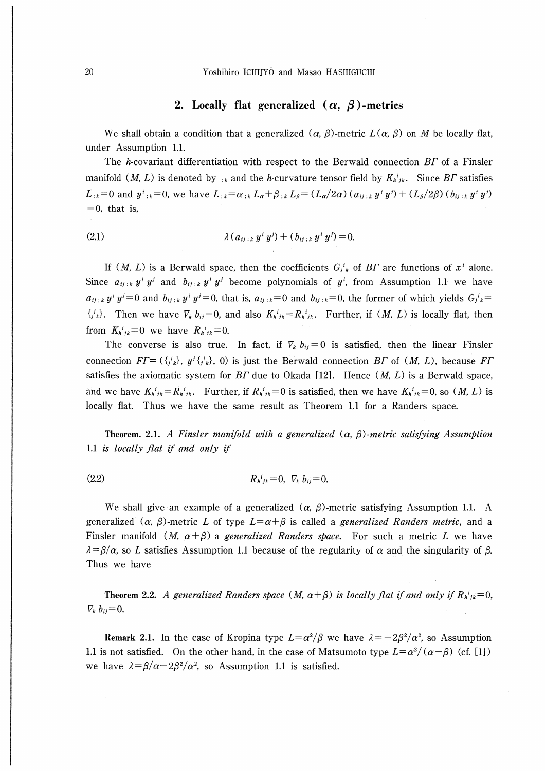## 2. Locally flat generalized $(\alpha, \beta)$-metrics

We shall obtain a condition that a generalized $(\alpha, \beta)$-metric $L(\alpha, \beta)$ on $M$ be locally flat, under Assumption 1.1.

The $h$-covariant differentiation with respect to the Berwald connection $B\Gamma$ of a Finsler manifold $(M, L)$ is denoted by $_{;k}$ and the $h$-curvature tensor field by $K_h{}^i{}_{jk}$. Since $B\Gamma$ satisfies $L_{;k}=0$ and $y^i{}_{;k}=0$, we have $L_{;k}=\alpha_{;k}L_\alpha+\beta_{;k}L_\beta=(L_\alpha/2\alpha)(a_{ij;k}y^iy^j)+(L_\beta/2\beta)(b_{ij;k}y^iy^j)=0$, that is,

$$\lambda(a_{ij;k}y^iy^j)+(b_{ij;k}y^iy^j)=0. \tag{2.1}$$

If $(M, L)$ is a Berwald space, then the coefficients $G_j{}^i{}_k$ of $B\Gamma$ are functions of $x^i$ alone. Since $a_{ij;k}y^iy^j$ and $b_{ij;k}y^iy^j$ become polynomials of $y^i$, from Assumption 1.1 we have $a_{ij;k}y^iy^j=0$ and $b_{ij;k}y^iy^j=0$, that is, $a_{ij;k}=0$ and $b_{ij;k}=0$, the former of which yields $G_j{}^i{}_k=\{_j{}^i{}_k\}$. Then we have $\nabla_k b_{ij}=0$, and also $K_h{}^i{}_{jk}=R_h{}^i{}_{jk}$. Further, if $(M, L)$ is locally flat, then from $K_h{}^i{}_{jk}=0$ we have $R_h{}^i{}_{jk}=0$.

The converse is also true. In fact, if $\nabla_k b_{ij}=0$ is satisfied, then the linear Finsler connection $F\Gamma=(\{_j{}^i{}_k\}, y^j\{_j{}^i{}_k\}, 0)$ is just the Berwald connection $B\Gamma$ of $(M, L)$, because $F\Gamma$ satisfies the axiomatic system for $B\Gamma$ due to Okada [12]. Hence $(M, L)$ is a Berwald space, and we have $K_h{}^i{}_{jk}=R_h{}^i{}_{jk}$. Further, if $R_h{}^i{}_{jk}=0$ is satisfied, then we have $K_h{}^i{}_{jk}=0$, so $(M, L)$ is locally flat. Thus we have the same result as Theorem 1.1 for a Randers space.

**Theorem. 2.1.** *A Finsler manifold with a generalized $(\alpha, \beta)$-metric satisfying Assumption 1.1 is locally flat if and only if*

$$R_h{}^i{}_{jk}=0, \quad \nabla_k b_{ij}=0. \tag{2.2}$$

We shall give an example of a generalized $(\alpha, \beta)$-metric satisfying Assumption 1.1. A generalized $(\alpha, \beta)$-metric $L$ of type $L=\alpha+\beta$ is called a *generalized Randers metric*, and a Finsler manifold $(M, \alpha+\beta)$ a *generalized Randers space*. For such a metric $L$ we have $\lambda=\beta/\alpha$, so $L$ satisfies Assumption 1.1 because of the regularity of $\alpha$ and the singularity of $\beta$. Thus we have

**Theorem 2.2.** *A generalized Randers space $(M, \alpha+\beta)$ is locally flat if and only if $R_h{}^i{}_{jk}=0$, $\nabla_k b_{ij}=0$.*

**Remark 2.1.** In the case of Kropina type $L=\alpha^2/\beta$ we have $\lambda=-2\beta^2/\alpha^2$, so Assumption 1.1 is not satisfied. On the other hand, in the case of Matsumoto type $L=\alpha^2/(\alpha-\beta)$ (cf. [1]) we have $\lambda=\beta/\alpha-2\beta^2/\alpha^2$, so Assumption 1.1 is satisfied.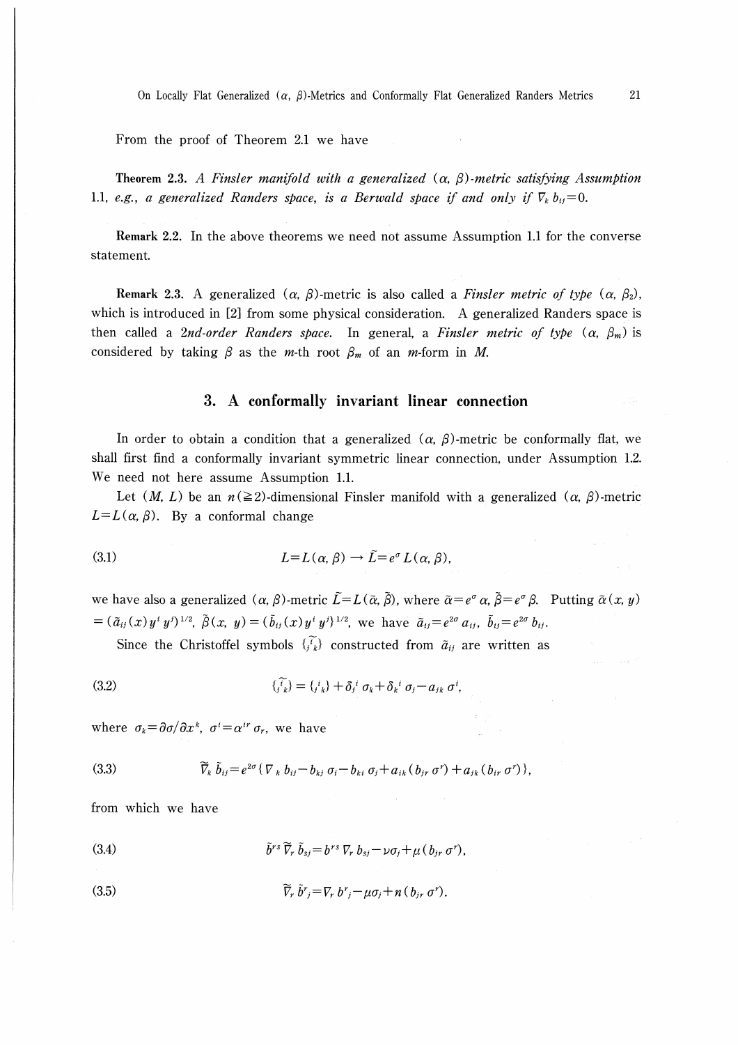From the proof of Theorem 2.1 we have

**Theorem 2.3.** *A Finsler manifold with a generalized $(\alpha, \beta)$-metric satisfying Assumption 1.1, e.g., a generalized Randers space, is a Berwald space if and only if $\nabla_k b_{ij}=0$.*

**Remark 2.2.** In the above theorems we need not assume Assumption 1.1 for the converse statement.

**Remark 2.3.** A generalized $(\alpha, \beta)$-metric is also called a *Finsler metric of type* $(\alpha, \beta_2)$, which is introduced in [2] from some physical consideration. A generalized Randers space is then called a *2nd-order Randers space*. In general, a *Finsler metric of type* $(\alpha, \beta_m)$ is considered by taking $\beta$ as the $m$-th root $\beta_m$ of an $m$-form in $M$.

## 3. A conformally invariant linear connection

In order to obtain a condition that a generalized $(\alpha, \beta)$-metric be conformally flat, we shall first find a conformally invariant symmetric linear connection, under Assumption 1.2. We need not here assume Assumption 1.1.

Let $(M, L)$ be an $n(\geqq 2)$-dimensional Finsler manifold with a generalized $(\alpha, \beta)$-metric $L=L(\alpha, \beta)$. By a conformal change

$$L=L(\alpha, \beta) \rightarrow \tilde{L}=e^{\sigma} L(\alpha, \beta), \tag{3.1}$$

we have also a generalized $(\alpha, \beta)$-metric $\tilde{L}=L(\tilde{\alpha}, \tilde{\beta})$, where $\tilde{\alpha}=e^{\sigma}\alpha$, $\tilde{\beta}=e^{\sigma}\beta$. Putting $\tilde{\alpha}(x, y)=(\tilde{a}_{ij}(x)y^i y^j)^{1/2}$, $\tilde{\beta}(x, y)=(\tilde{b}_{ij}(x)y^i y^j)^{1/2}$, we have $\tilde{a}_{ij}=e^{2\sigma}a_{ij}$, $\tilde{b}_{ij}=e^{2\sigma}b_{ij}$.

Since the Christoffel symbols $\widetilde{\{{}_j{}^i{}_k\}}$ constructed from $\tilde{a}_{ij}$ are written as

$$\widetilde{\{{}_j{}^i{}_k\}} = \{{}_j{}^i{}_k\} + \delta_j^i \sigma_k + \delta_k^i \sigma_j - a_{jk}\sigma^i, \tag{3.2}$$

where $\sigma_k=\partial\sigma/\partial x^k$, $\sigma^i=a^{ir}\sigma_r$, we have

$$\tilde{\nabla}_k \tilde{b}_{ij}=e^{2\sigma}\{\nabla_k b_{ij}-b_{kj}\sigma_i-b_{ki}\sigma_j+a_{ik}(b_{jr}\sigma^r)+a_{jk}(b_{ir}\sigma^r)\}, \tag{3.3}$$

from which we have

$$\tilde{b}^{rs}\tilde{\nabla}_r\tilde{b}_{sj}=b^{rs}\nabla_r b_{sj}-\nu\sigma_j+\mu(b_{jr}\sigma^r), \tag{3.4}$$

$$\tilde{\nabla}_r\tilde{b}^r{}_j=\nabla_r b^r{}_j-\mu\sigma_j+n(b_{jr}\sigma^r). \tag{3.5}$$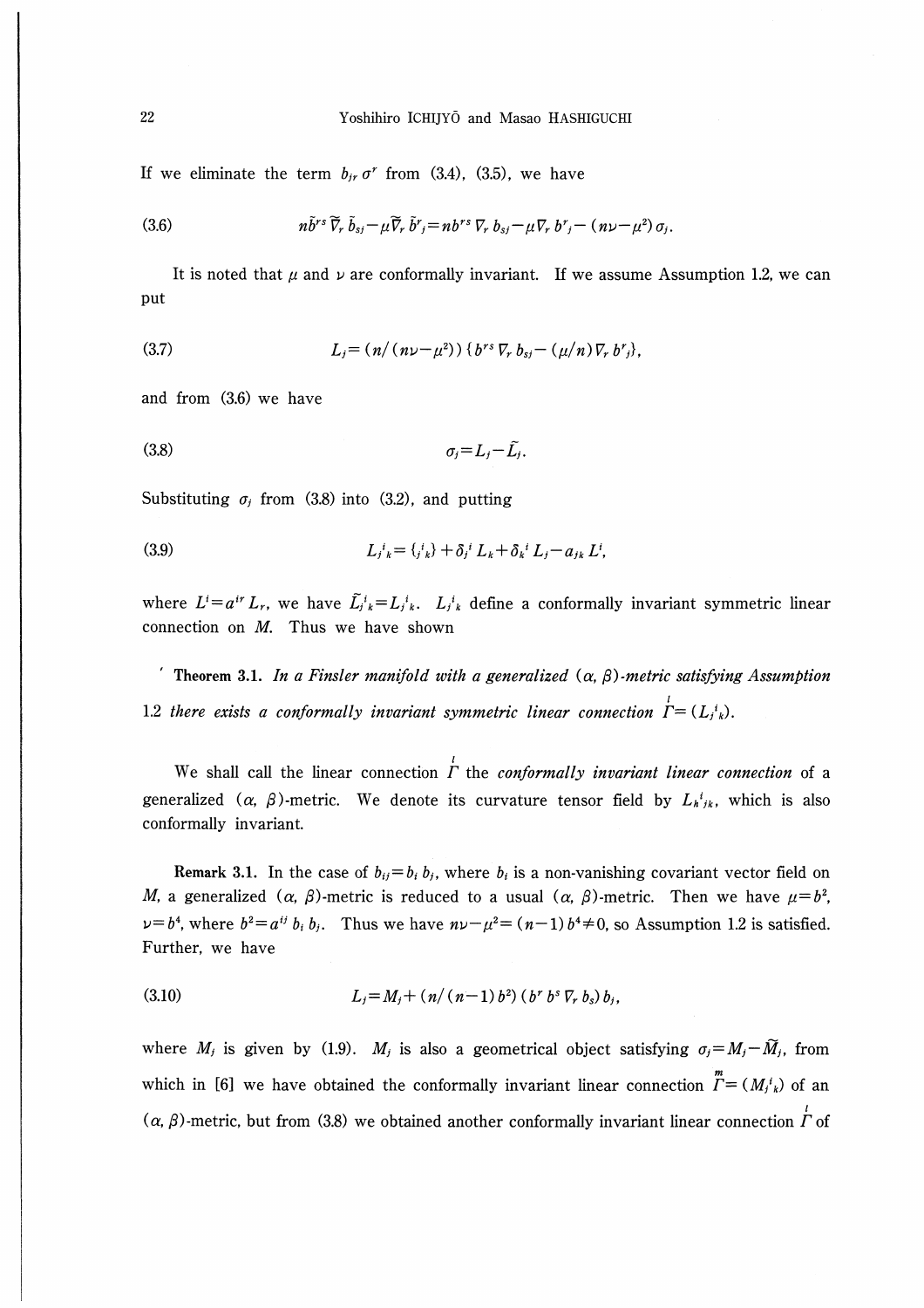If we eliminate the term $b_{jr}\sigma^r$ from (3.4), (3.5), we have

$$n\tilde{b}^{rs}\tilde{\nabla}_r\tilde{b}_{sj}-\mu\tilde{\nabla}_r\tilde{b}^r{}_j=nb^{rs}\nabla_r b_{sj}-\mu\nabla_r b^r{}_j-(n\nu-\mu^2)\sigma_j. \tag{3.6}$$

It is noted that $\mu$ and $\nu$ are conformally invariant. If we assume Assumption 1.2, we can put

$$L_j=(n/(n\nu-\mu^2))\{b^{rs}\nabla_r b_{sj}-(\mu/n)\nabla_r b^r{}_j\}, \tag{3.7}$$

and from (3.6) we have

$$\sigma_j=L_j-\tilde{L}_j. \tag{3.8}$$

Substituting $\sigma_j$ from (3.8) into (3.2), and putting

$$L_j{}^i{}_k=\{{}_j{}^i{}_k\}+\delta_j{}^i L_k+\delta_k{}^i L_j-a_{jk}L^i, \tag{3.9}$$

where $L^i=a^{ir}L_r$, we have $\tilde{L}_j{}^i{}_k=L_j{}^i{}_k$. $L_j{}^i{}_k$ define a conformally invariant symmetric linear connection on $M$. Thus we have shown

**Theorem 3.1.** *In a Finsler manifold with a generalized $(\alpha, \beta)$-metric satisfying Assumption 1.2 there exists a conformally invariant symmetric linear connection $\overset{l}{\Gamma}=(L_j{}^i{}_k)$.*

We shall call the linear connection $\overset{l}{\Gamma}$ the *conformally invariant linear connection* of a generalized $(\alpha, \beta)$-metric. We denote its curvature tensor field by $L_h{}^i{}_{jk}$, which is also conformally invariant.

**Remark 3.1.** In the case of $b_{ij}=b_i b_j$, where $b_i$ is a non-vanishing covariant vector field on $M$, a generalized $(\alpha, \beta)$-metric is reduced to a usual $(\alpha, \beta)$-metric. Then we have $\mu=b^2$, $\nu=b^4$, where $b^2=a^{ij}b_i b_j$. Thus we have $n\nu-\mu^2=(n-1)b^4\neq 0$, so Assumption 1.2 is satisfied. Further, we have

$$L_j=M_j+(n/(n-1)b^2)(b^r b^s\nabla_r b_s)b_j, \tag{3.10}$$

where $M_j$ is given by (1.9). $M_j$ is also a geometrical object satisfying $\sigma_j=M_j-\tilde{M}_j$, from which in [6] we have obtained the conformally invariant linear connection $\overset{m}{\Gamma}=(M_j{}^i{}_k)$ of an $(\alpha, \beta)$-metric, but from (3.8) we obtained another conformally invariant linear connection $\overset{l}{\Gamma}$ of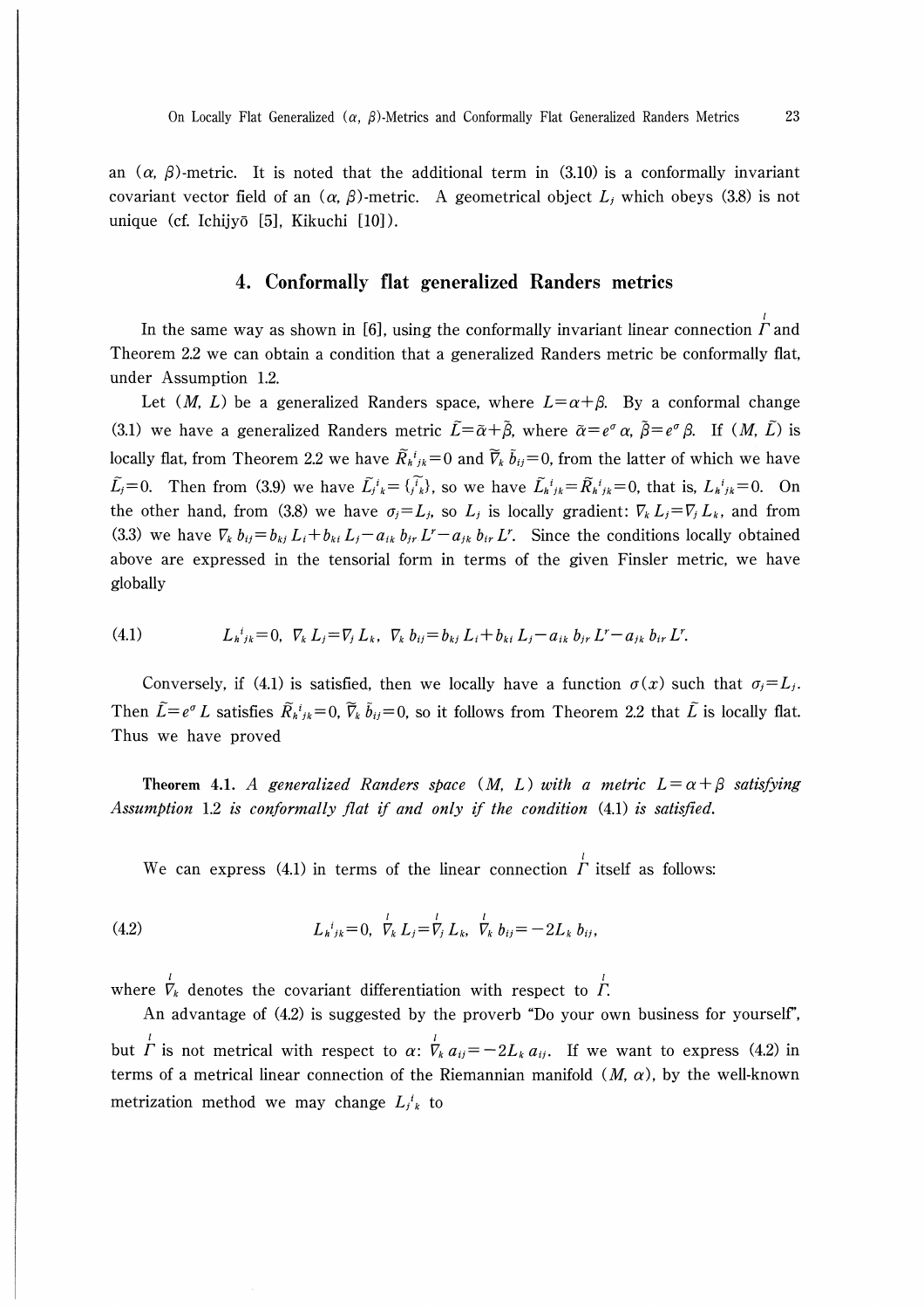an $(\alpha, \beta)$-metric. It is noted that the additional term in (3.10) is a conformally invariant covariant vector field of an $(\alpha, \beta)$-metric. A geometrical object $L_j$ which obeys (3.8) is not unique (cf. Ichijyō [5], Kikuchi [10]).

## 4. Conformally flat generalized Randers metrics

In the same way as shown in [6], using the conformally invariant linear connection $\overset{l}{\Gamma}$ and Theorem 2.2 we can obtain a condition that a generalized Randers metric be conformally flat, under Assumption 1.2.

Let $(M, L)$ be a generalized Randers space, where $L=\alpha+\beta$. By a conformal change (3.1) we have a generalized Randers metric $\tilde{L}=\tilde{\alpha}+\tilde{\beta}$, where $\tilde{\alpha}=e^{\sigma}\alpha$, $\tilde{\beta}=e^{\sigma}\beta$. If $(M, \tilde{L})$ is locally flat, from Theorem 2.2 we have $\tilde{R}_h{}^i{}_{jk}=0$ and $\tilde{\nabla}_k \tilde{b}_{ij}=0$, from the latter of which we have $\tilde{L}_j=0$. Then from (3.9) we have $\tilde{L}_j{}^i{}_k=\{\widetilde{{}^i_{jk}}\}$, so we have $\tilde{L}_h{}^i{}_{jk}=\tilde{R}_h{}^i{}_{jk}=0$, that is, $L_h{}^i{}_{jk}=0$. On the other hand, from (3.8) we have $\sigma_j=L_j$, so $L_j$ is locally gradient: $\nabla_k L_j=\nabla_j L_k$, and from (3.3) we have $\nabla_k b_{ij}=b_{kj}L_i+b_{ki}L_j-a_{ik}b_{jr}L^r-a_{jk}b_{ir}L^r$. Since the conditions locally obtained above are expressed in the tensorial form in terms of the given Finsler metric, we have globally

$$L_h{}^i{}_{jk}=0,\quad \nabla_k L_j=\nabla_j L_k,\quad \nabla_k b_{ij}=b_{kj}L_i+b_{ki}L_j-a_{ik}b_{jr}L^r-a_{jk}b_{ir}L^r. \tag{4.1}$$

Conversely, if (4.1) is satisfied, then we locally have a function $\sigma(x)$ such that $\sigma_j=L_j$. Then $\tilde{L}=e^{\sigma}L$ satisfies $\tilde{R}_h{}^i{}_{jk}=0$, $\tilde{\nabla}_k \tilde{b}_{ij}=0$, so it follows from Theorem 2.2 that $\tilde{L}$ is locally flat. Thus we have proved

**Theorem 4.1.** *A generalized Randers space $(M, L)$ with a metric $L=\alpha+\beta$ satisfying Assumption* 1.2 *is conformally flat if and only if the condition* (4.1) *is satisfied.*

We can express (4.1) in terms of the linear connection $\overset{l}{\Gamma}$ itself as follows:

$$L_h{}^i{}_{jk}=0,\quad \overset{l}{\nabla}_k L_j=\overset{l}{\nabla}_j L_k,\quad \overset{l}{\nabla}_k b_{ij}=-2L_k b_{ij}, \tag{4.2}$$

where $\overset{l}{\nabla}_k$ denotes the covariant differentiation with respect to $\overset{l}{\Gamma}$.

An advantage of (4.2) is suggested by the proverb "Do your own business for yourself", but $\overset{l}{\Gamma}$ is not metrical with respect to $\alpha$: $\overset{l}{\nabla}_k a_{ij}=-2L_k a_{ij}$. If we want to express (4.2) in terms of a metrical linear connection of the Riemannian manifold $(M, \alpha)$, by the well-known metrization method we may change $L_j{}^i{}_k$ to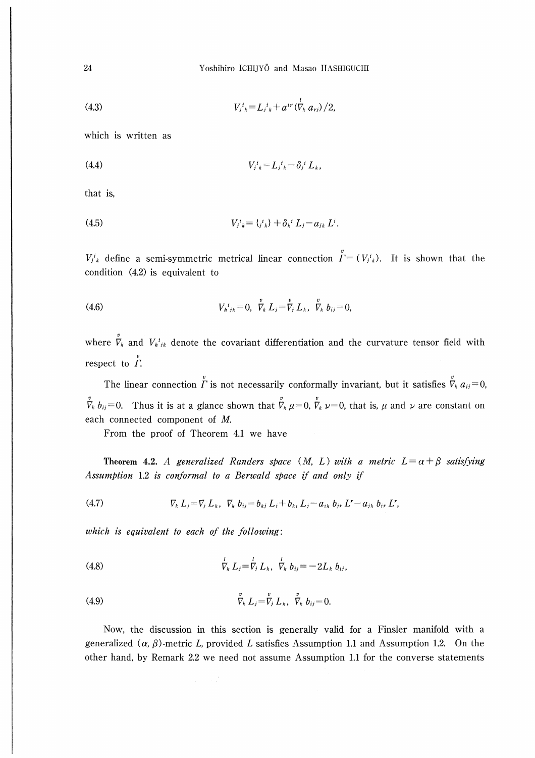$$V_j{}^i{}_k = L_j{}^i{}_k + a^{ir}(\overset{l}{\nabla}_k a_{rj})/2, \tag{4.3}$$

which is written as

$$V_j{}^i{}_k = L_j{}^i{}_k - \delta_j{}^i L_k, \tag{4.4}$$

that is,

$$V_j{}^i{}_k = \{{}_j{}^i{}_k\} + \delta_k{}^i L_j - a_{jk} L^i. \tag{4.5}$$

$V_j{}^i{}_k$ define a semi-symmetric metrical linear connection $\overset{v}{\Gamma} = (V_j{}^i{}_k)$. It is shown that the condition (4.2) is equivalent to

$$V_h{}^i{}_{jk} = 0, \ \overset{v}{\nabla}_k L_j = \overset{v}{\nabla}_j L_k, \ \overset{v}{\nabla}_k b_{ij} = 0, \tag{4.6}$$

where $\overset{v}{\nabla}_k$ and $V_h{}^i{}_{jk}$ denote the covariant differentiation and the curvature tensor field with respect to $\overset{v}{\Gamma}$.

The linear connection $\overset{v}{\Gamma}$ is not necessarily conformally invariant, but it satisfies $\overset{v}{\nabla}_k a_{ij} = 0$, $\overset{v}{\nabla}_k b_{ij} = 0$. Thus it is at a glance shown that $\overset{v}{\nabla}_k \mu = 0$, $\overset{v}{\nabla}_k \nu = 0$, that is, $\mu$ and $\nu$ are constant on each connected component of $M$.

From the proof of Theorem 4.1 we have

**Theorem 4.2.** *A generalized Randers space $(M, L)$ with a metric $L = \alpha + \beta$ satisfying Assumption 1.2 is conformal to a Berwald space if and only if*

$$\nabla_k L_j = \nabla_j L_k, \ \nabla_k b_{ij} = b_{kj} L_i + b_{ki} L_j - a_{ik} b_{jr} L^r - a_{jk} b_{ir} L^r, \tag{4.7}$$

*which is equivalent to each of the following*:

$$\overset{l}{\nabla}_k L_j = \overset{l}{\nabla}_j L_k, \ \overset{l}{\nabla}_k b_{ij} = -2L_k b_{ij}, \tag{4.8}$$

$$\overset{v}{\nabla}_k L_j = \overset{v}{\nabla}_j L_k, \ \overset{v}{\nabla}_k b_{ij} = 0. \tag{4.9}$$

Now, the discussion in this section is generally valid for a Finsler manifold with a generalized $(\alpha, \beta)$-metric $L$, provided $L$ satisfies Assumption 1.1 and Assumption 1.2. On the other hand, by Remark 2.2 we need not assume Assumption 1.1 for the converse statements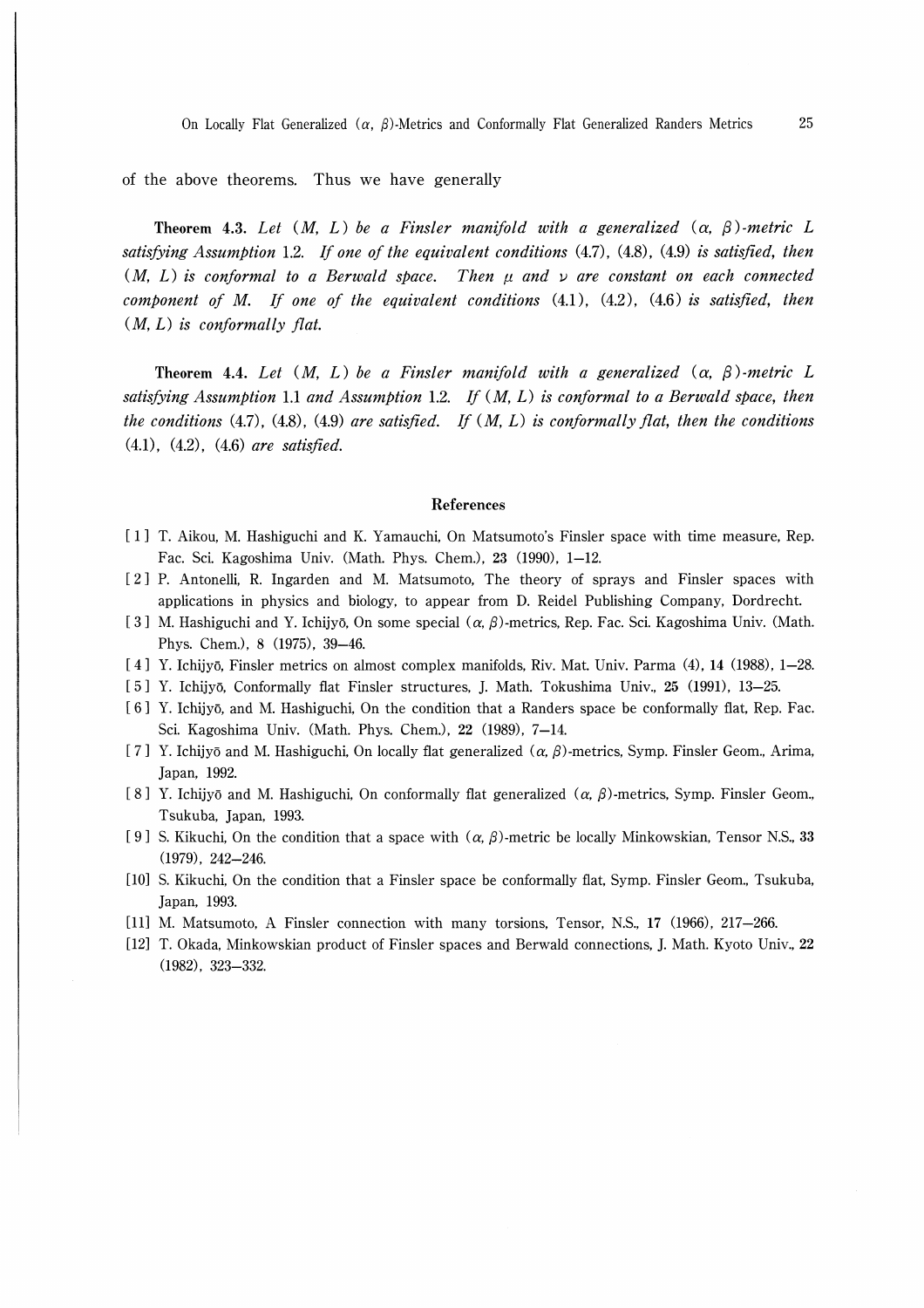of the above theorems. Thus we have generally

**Theorem 4.3.** *Let $(M, L)$ be a Finsler manifold with a generalized $(\alpha, \beta)$-metric $L$ satisfying Assumption* 1.2. *If one of the equivalent conditions* (4.7), (4.8), (4.9) *is satisfied, then $(M, L)$ is conformal to a Berwald space. Then $\mu$ and $\nu$ are constant on each connected component of $M$. If one of the equivalent conditions* (4.1), (4.2), (4.6) *is satisfied, then $(M, L)$ is conformally flat.*

**Theorem 4.4.** *Let $(M, L)$ be a Finsler manifold with a generalized $(\alpha, \beta)$-metric $L$ satisfying Assumption* 1.1 *and Assumption* 1.2. *If $(M, L)$ is conformal to a Berwald space, then the conditions* (4.7), (4.8), (4.9) *are satisfied. If $(M, L)$ is conformally flat, then the conditions* (4.1), (4.2), (4.6) *are satisfied.*

## References

[1] T. Aikou, M. Hashiguchi and K. Yamauchi, On Matsumoto's Finsler space with time measure, Rep. Fac. Sci. Kagoshima Univ. (Math. Phys. Chem.), **23** (1990), 1–12.

[2] P. Antonelli, R. Ingarden and M. Matsumoto, The theory of sprays and Finsler spaces with applications in physics and biology, to appear from D. Reidel Publishing Company, Dordrecht.

[3] M. Hashiguchi and Y. Ichijyō, On some special $(\alpha, \beta)$-metrics, Rep. Fac. Sci. Kagoshima Univ. (Math. Phys. Chem.), 8 (1975), 39–46.

[4] Y. Ichijyō, Finsler metrics on almost complex manifolds, Riv. Mat. Univ. Parma (4), **14** (1988), 1–28.

[5] Y. Ichijyō, Conformally flat Finsler structures, J. Math. Tokushima Univ., **25** (1991), 13–25.

[6] Y. Ichijyō, and M. Hashiguchi, On the condition that a Randers space be conformally flat, Rep. Fac. Sci. Kagoshima Univ. (Math. Phys. Chem.), **22** (1989), 7–14.

[7] Y. Ichijyō and M. Hashiguchi, On locally flat generalized $(\alpha, \beta)$-metrics, Symp. Finsler Geom., Arima, Japan, 1992.

[8] Y. Ichijyō and M. Hashiguchi, On conformally flat generalized $(\alpha, \beta)$-metrics, Symp. Finsler Geom., Tsukuba, Japan, 1993.

[9] S. Kikuchi, On the condition that a space with $(\alpha, \beta)$-metric be locally Minkowskian, Tensor N.S., **33** (1979), 242–246.

[10] S. Kikuchi, On the condition that a Finsler space be conformally flat, Symp. Finsler Geom., Tsukuba, Japan, 1993.

[11] M. Matsumoto, A Finsler connection with many torsions, Tensor, N.S., **17** (1966), 217–266.

[12] T. Okada, Minkowskian product of Finsler spaces and Berwald connections, J. Math. Kyoto Univ., **22** (1982), 323–332.